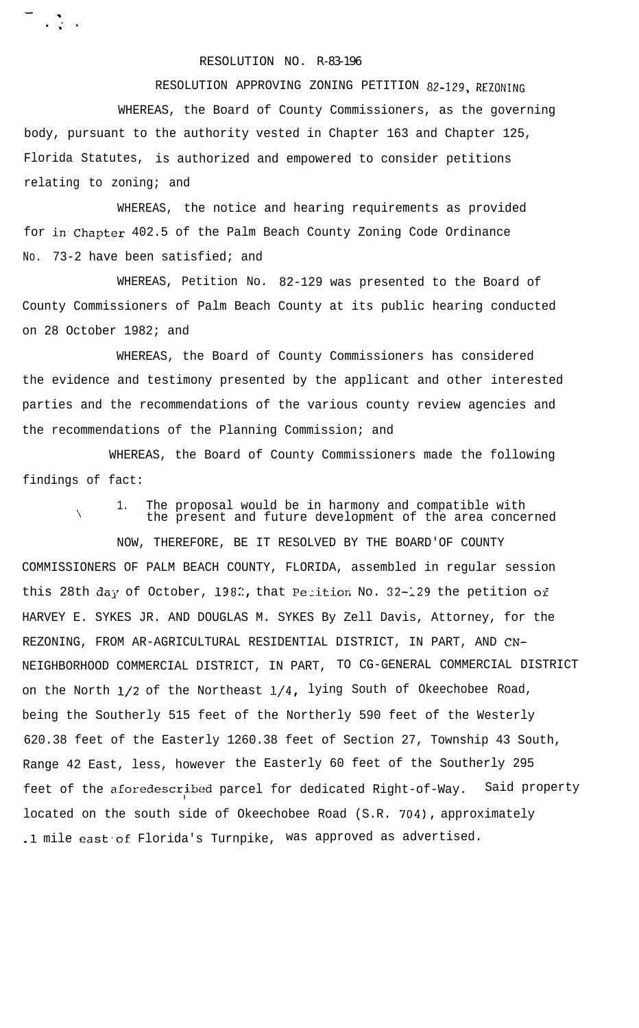RESOLUTION NO. R-83-196

RESOLUTION APPROVING ZONING PETITION 82-129, REZONING

WHEREAS, the Board of County Commissioners, as the governing body, pursuant to the authority vested in Chapter 163 and Chapter 125, Florida Statutes, is authorized and empowered to consider petitions relating to zoning; and

WHEREAS, the notice and hearing requirements as provided for in Chapter 402.5 of the Palm Beach County Zoning Code Ordinance No. 73-2 have been satisfied; and

WHEREAS, Petition No. 82-129 was presented to the Board of County Commissioners of Palm Beach County at its public hearing conducted on 28 October 1982; and

WHEREAS, the Board of County Commissioners has considered the evidence and testimony presented by the applicant and other interested parties and the recommendations of the various county review agencies and the recommendations of the Planning Commission; and

WHEREAS, the Board of County Commissioners made the following findings of fact:

1. The proposal would be in harmony and compatible with the present and future development of the area concerned

NOW, THEREFORE, BE IT RESOLVED BY THE BOARD'OF COUNTY COMMISSIONERS OF PALM BEACH COUNTY, FLORIDA, assembled in regular session this 28th day of October, 1982, that Petition No. 82-129 the petition of HARVEY E. SYKES JR. AND DOUGLAS M. SYKES By Zell Davis, Attorney, for the REZONING, FROM AR-AGRICULTURAL RESIDENTIAL DISTRICT, IN PART, AND CN-NEIGHBORHOOD COMMERCIAL DISTRICT, IN PART, TO CG-GENERAL COMMERCIAL DISTRICT on the North 1/2 of the Northeast 1/4, lying South of Okeechobee Road, being the Southerly 515 feet of the Northerly 590 feet of the Westerly 620.38 feet of the Easterly 1260.38 feet of Section 27, Township 43 South, Range 42 East, less, however the Easterly 60 feet of the Southerly 295 feet of the aforedescribed parcel for dedicated Right-of-Way. Said property located on the south side of Okeechobee Road (S.R. 704), approximately .1 mile east of Florida's Turnpike, was approved as advertised.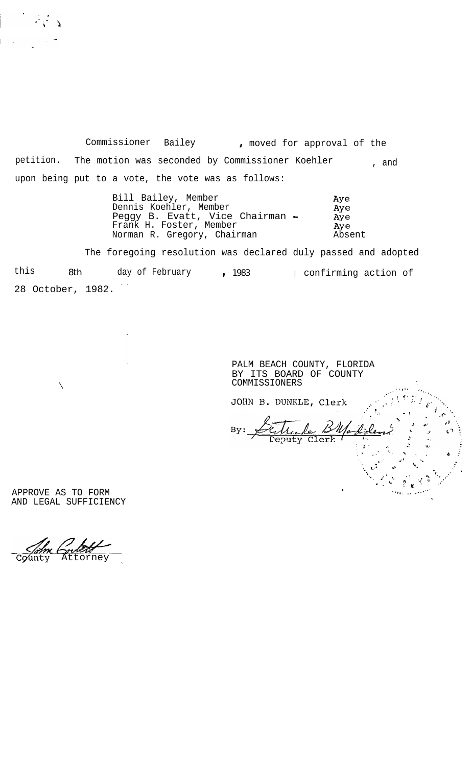Commissioner Bailey, moved for approval of the petition. The motion was seconded by Commissioner Koehler, and upon being put to a vote, the vote was as follows:

| | |
|---|---|
| Bill Bailey, Member | Aye |
| Dennis Koehler, Member | Aye |
| Peggy B. Evatt, Vice Chairman | Aye |
| Frank H. Foster, Member | Aye |
| Norman R. Gregory, Chairman | Absent |

The foregoing resolution was declared duly passed and adopted this 8th day of February, 1983 confirming action of 28 October, 1982.

PALM BEACH COUNTY, FLORIDA
BY ITS BOARD OF COUNTY
COMMISSIONERS

JOHN B. DUNKLE, Clerk

By: Deputy Clerk

APPROVE AS TO FORM
AND LEGAL SUFFICIENCY

County Attorney